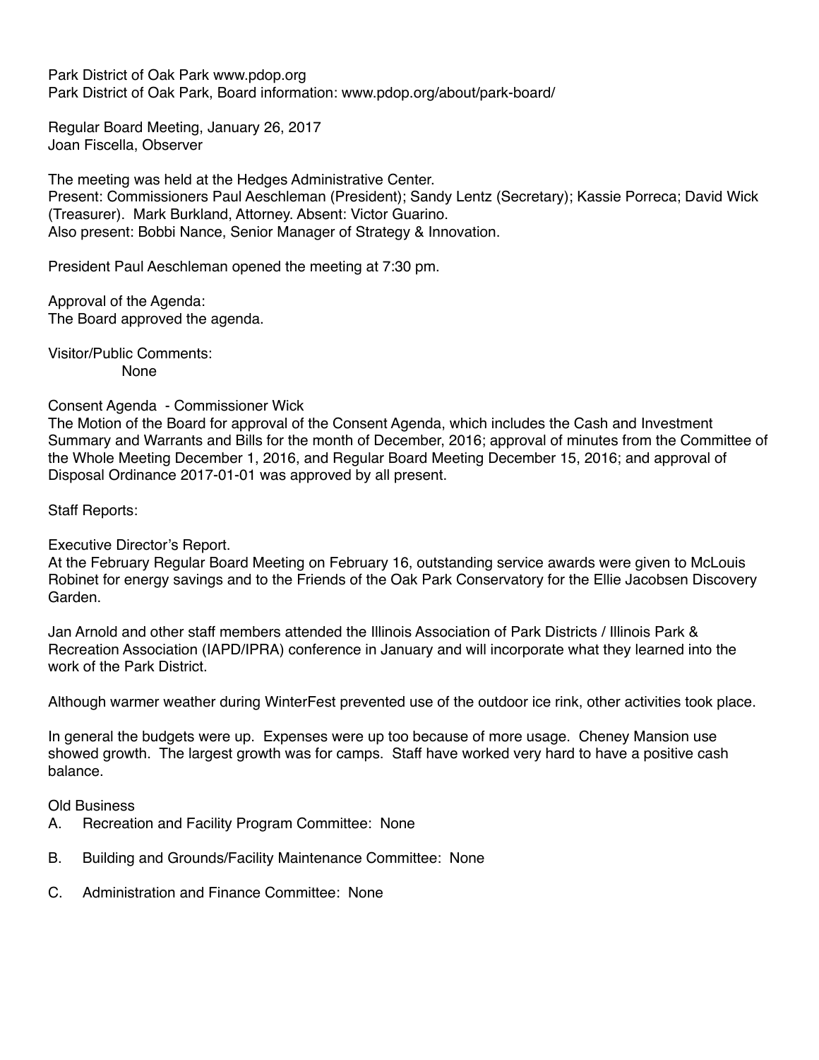Park District of Oak Park www.pdop.org
Park District of Oak Park, Board information: www.pdop.org/about/park-board/

Regular Board Meeting, January 26, 2017
Joan Fiscella, Observer

The meeting was held at the Hedges Administrative Center.
Present: Commissioners Paul Aeschleman (President); Sandy Lentz (Secretary); Kassie Porreca; David Wick (Treasurer). Mark Burkland, Attorney. Absent: Victor Guarino.
Also present: Bobbi Nance, Senior Manager of Strategy & Innovation.

President Paul Aeschleman opened the meeting at 7:30 pm.

Approval of the Agenda:
The Board approved the agenda.

Visitor/Public Comments:
None

Consent Agenda - Commissioner Wick
The Motion of the Board for approval of the Consent Agenda, which includes the Cash and Investment Summary and Warrants and Bills for the month of December, 2016; approval of minutes from the Committee of the Whole Meeting December 1, 2016, and Regular Board Meeting December 15, 2016; and approval of Disposal Ordinance 2017-01-01 was approved by all present.

Staff Reports:

Executive Director's Report.
At the February Regular Board Meeting on February 16, outstanding service awards were given to McLouis Robinet for energy savings and to the Friends of the Oak Park Conservatory for the Ellie Jacobsen Discovery Garden.

Jan Arnold and other staff members attended the Illinois Association of Park Districts / Illinois Park & Recreation Association (IAPD/IPRA) conference in January and will incorporate what they learned into the work of the Park District.

Although warmer weather during WinterFest prevented use of the outdoor ice rink, other activities took place.

In general the budgets were up. Expenses were up too because of more usage. Cheney Mansion use showed growth. The largest growth was for camps. Staff have worked very hard to have a positive cash balance.

Old Business

A. Recreation and Facility Program Committee: None

B. Building and Grounds/Facility Maintenance Committee: None

C. Administration and Finance Committee: None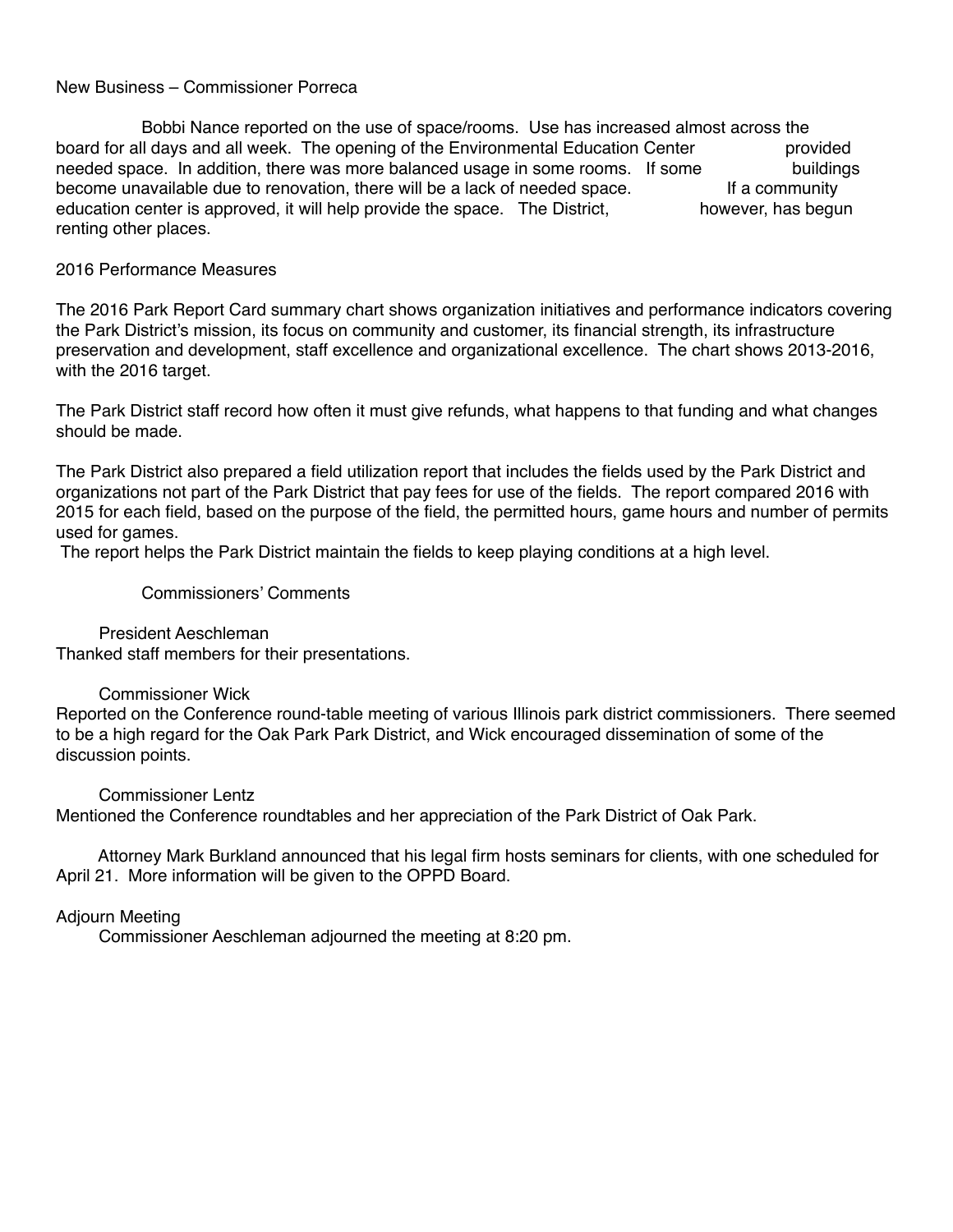New Business – Commissioner Porreca

Bobbi Nance reported on the use of space/rooms. Use has increased almost across the board for all days and all week. The opening of the Environmental Education Center provided needed space. In addition, there was more balanced usage in some rooms. If some buildings become unavailable due to renovation, there will be a lack of needed space. If a community education center is approved, it will help provide the space. The District, however, has begun renting other places.

2016 Performance Measures

The 2016 Park Report Card summary chart shows organization initiatives and performance indicators covering the Park District's mission, its focus on community and customer, its financial strength, its infrastructure preservation and development, staff excellence and organizational excellence. The chart shows 2013-2016, with the 2016 target.

The Park District staff record how often it must give refunds, what happens to that funding and what changes should be made.

The Park District also prepared a field utilization report that includes the fields used by the Park District and organizations not part of the Park District that pay fees for use of the fields. The report compared 2016 with 2015 for each field, based on the purpose of the field, the permitted hours, game hours and number of permits used for games.

The report helps the Park District maintain the fields to keep playing conditions at a high level.

Commissioners' Comments

President Aeschleman
Thanked staff members for their presentations.

Commissioner Wick
Reported on the Conference round-table meeting of various Illinois park district commissioners. There seemed to be a high regard for the Oak Park Park District, and Wick encouraged dissemination of some of the discussion points.

Commissioner Lentz
Mentioned the Conference roundtables and her appreciation of the Park District of Oak Park.

Attorney Mark Burkland announced that his legal firm hosts seminars for clients, with one scheduled for April 21. More information will be given to the OPPD Board.

Adjourn Meeting

Commissioner Aeschleman adjourned the meeting at 8:20 pm.